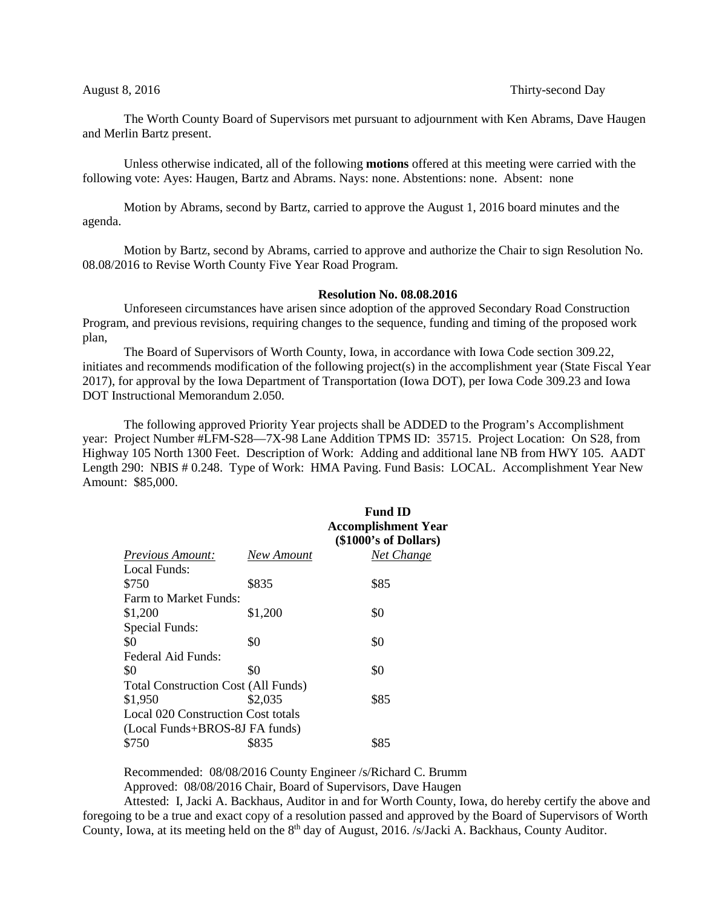August 8, 2016 Thirty-second Day

The Worth County Board of Supervisors met pursuant to adjournment with Ken Abrams, Dave Haugen and Merlin Bartz present.

Unless otherwise indicated, all of the following **motions** offered at this meeting were carried with the following vote: Ayes: Haugen, Bartz and Abrams. Nays: none. Abstentions: none. Absent: none

Motion by Abrams, second by Bartz, carried to approve the August 1, 2016 board minutes and the agenda.

Motion by Bartz, second by Abrams, carried to approve and authorize the Chair to sign Resolution No. 08.08/2016 to Revise Worth County Five Year Road Program.

**Resolution No. 08.08.2016**

Unforeseen circumstances have arisen since adoption of the approved Secondary Road Construction Program, and previous revisions, requiring changes to the sequence, funding and timing of the proposed work plan,

The Board of Supervisors of Worth County, Iowa, in accordance with Iowa Code section 309.22, initiates and recommends modification of the following project(s) in the accomplishment year (State Fiscal Year 2017), for approval by the Iowa Department of Transportation (Iowa DOT), per Iowa Code 309.23 and Iowa DOT Instructional Memorandum 2.050.

The following approved Priority Year projects shall be ADDED to the Program's Accomplishment year: Project Number #LFM-S28—7X-98 Lane Addition TPMS ID: 35715. Project Location: On S28, from Highway 105 North 1300 Feet. Description of Work: Adding and additional lane NB from HWY 105. AADT Length 290: NBIS # 0.248. Type of Work: HMA Paving. Fund Basis: LOCAL. Accomplishment Year New Amount: $85,000.

| | | **Fund ID Accomplishment Year (\$1000's of Dollars)** |
|---|---|---|
| *Previous Amount:* | *New Amount* | *Net Change* |
| Local Funds: | | |
| $750 | $835 | $85 |
| Farm to Market Funds: | | |
| $1,200 | $1,200 | $0 |
| Special Funds: | | |
| $0 | $0 | $0 |
| Federal Aid Funds: | | |
| $0 | $0 | $0 |
| Total Construction Cost (All Funds) | | |
| $1,950 | $2,035 | $85 |
| Local 020 Construction Cost totals (Local Funds+BROS-8J FA funds) | | |
| $750 | $835 | $85 |

Recommended: 08/08/2016 County Engineer /s/Richard C. Brumm

Approved: 08/08/2016 Chair, Board of Supervisors, Dave Haugen

Attested: I, Jacki A. Backhaus, Auditor in and for Worth County, Iowa, do hereby certify the above and foregoing to be a true and exact copy of a resolution passed and approved by the Board of Supervisors of Worth County, Iowa, at its meeting held on the 8th day of August, 2016. /s/Jacki A. Backhaus, County Auditor.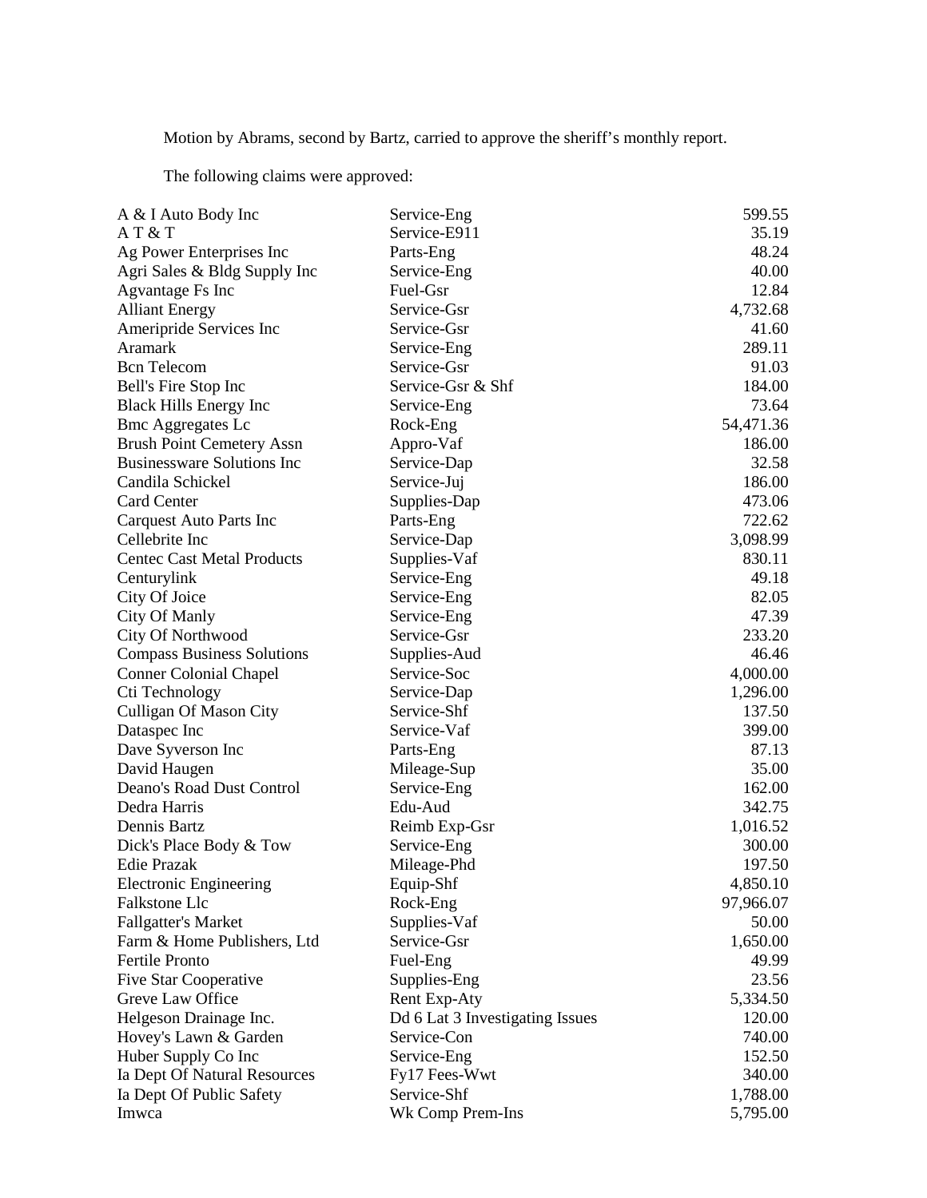Motion by Abrams, second by Bartz, carried to approve the sheriff's monthly report.

The following claims were approved:

| | | |
|---|---|---:|
| A & I Auto Body Inc | Service-Eng | 599.55 |
| A T & T | Service-E911 | 35.19 |
| Ag Power Enterprises Inc | Parts-Eng | 48.24 |
| Agri Sales & Bldg Supply Inc | Service-Eng | 40.00 |
| Agvantage Fs Inc | Fuel-Gsr | 12.84 |
| Alliant Energy | Service-Gsr | 4,732.68 |
| Ameripride Services Inc | Service-Gsr | 41.60 |
| Aramark | Service-Eng | 289.11 |
| Bcn Telecom | Service-Gsr | 91.03 |
| Bell's Fire Stop Inc | Service-Gsr & Shf | 184.00 |
| Black Hills Energy Inc | Service-Eng | 73.64 |
| Bmc Aggregates Lc | Rock-Eng | 54,471.36 |
| Brush Point Cemetery Assn | Appro-Vaf | 186.00 |
| Businessware Solutions Inc | Service-Dap | 32.58 |
| Candila Schickel | Service-Juj | 186.00 |
| Card Center | Supplies-Dap | 473.06 |
| Carquest Auto Parts Inc | Parts-Eng | 722.62 |
| Cellebrite Inc | Service-Dap | 3,098.99 |
| Centec Cast Metal Products | Supplies-Vaf | 830.11 |
| Centurylink | Service-Eng | 49.18 |
| City Of Joice | Service-Eng | 82.05 |
| City Of Manly | Service-Eng | 47.39 |
| City Of Northwood | Service-Gsr | 233.20 |
| Compass Business Solutions | Supplies-Aud | 46.46 |
| Conner Colonial Chapel | Service-Soc | 4,000.00 |
| Cti Technology | Service-Dap | 1,296.00 |
| Culligan Of Mason City | Service-Shf | 137.50 |
| Dataspec Inc | Service-Vaf | 399.00 |
| Dave Syverson Inc | Parts-Eng | 87.13 |
| David Haugen | Mileage-Sup | 35.00 |
| Deano's Road Dust Control | Service-Eng | 162.00 |
| Dedra Harris | Edu-Aud | 342.75 |
| Dennis Bartz | Reimb Exp-Gsr | 1,016.52 |
| Dick's Place Body & Tow | Service-Eng | 300.00 |
| Edie Prazak | Mileage-Phd | 197.50 |
| Electronic Engineering | Equip-Shf | 4,850.10 |
| Falkstone Llc | Rock-Eng | 97,966.07 |
| Fallgatter's Market | Supplies-Vaf | 50.00 |
| Farm & Home Publishers, Ltd | Service-Gsr | 1,650.00 |
| Fertile Pronto | Fuel-Eng | 49.99 |
| Five Star Cooperative | Supplies-Eng | 23.56 |
| Greve Law Office | Rent Exp-Aty | 5,334.50 |
| Helgeson Drainage Inc. | Dd 6 Lat 3 Investigating Issues | 120.00 |
| Hovey's Lawn & Garden | Service-Con | 740.00 |
| Huber Supply Co Inc | Service-Eng | 152.50 |
| Ia Dept Of Natural Resources | Fy17 Fees-Wwt | 340.00 |
| Ia Dept Of Public Safety | Service-Shf | 1,788.00 |
| Imwca | Wk Comp Prem-Ins | 5,795.00 |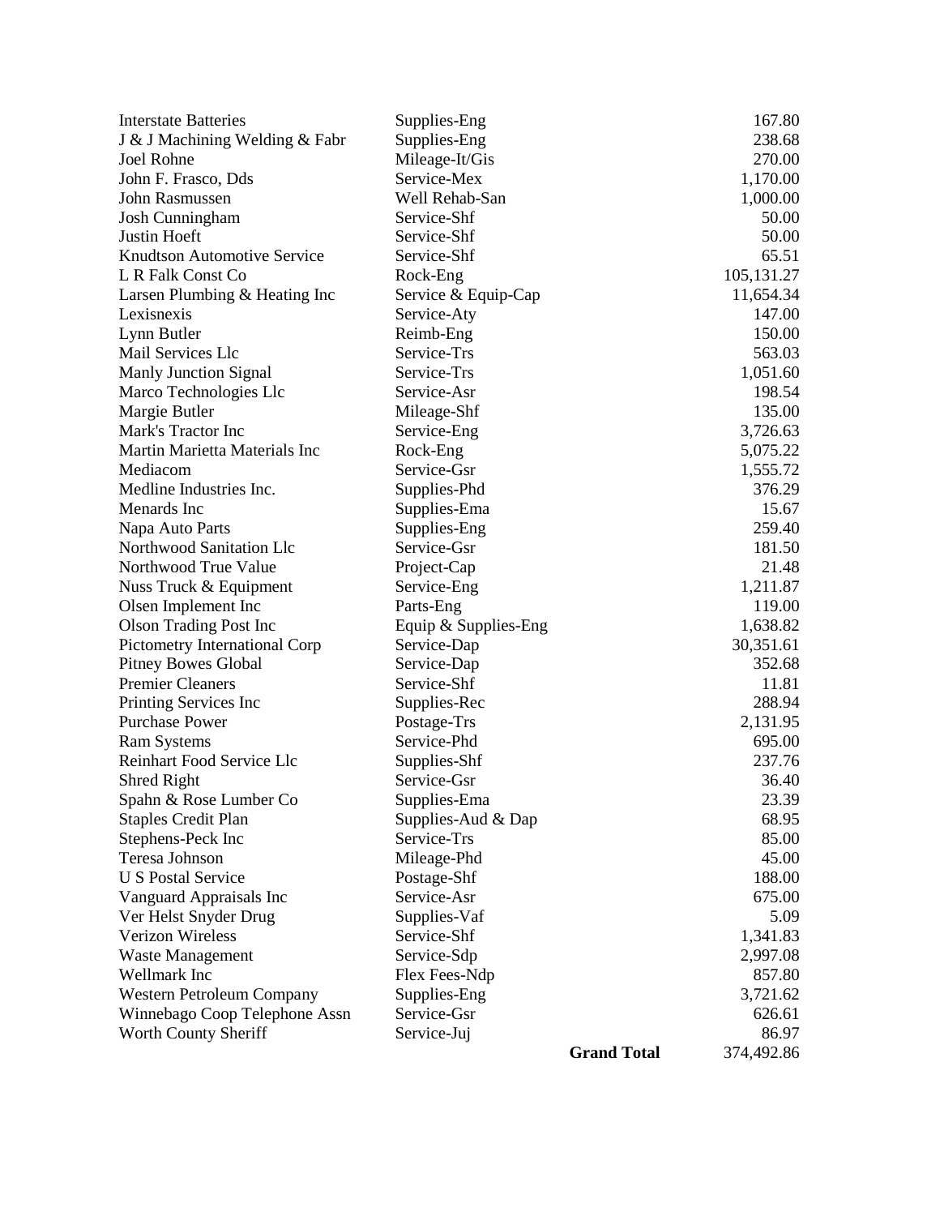| | | | |
|---|---|---|---|
| Interstate Batteries | Supplies-Eng | | 167.80 |
| J & J Machining Welding & Fabr | Supplies-Eng | | 238.68 |
| Joel Rohne | Mileage-It/Gis | | 270.00 |
| John F. Frasco, Dds | Service-Mex | | 1,170.00 |
| John Rasmussen | Well Rehab-San | | 1,000.00 |
| Josh Cunningham | Service-Shf | | 50.00 |
| Justin Hoeft | Service-Shf | | 50.00 |
| Knudtson Automotive Service | Service-Shf | | 65.51 |
| L R Falk Const Co | Rock-Eng | | 105,131.27 |
| Larsen Plumbing & Heating Inc | Service & Equip-Cap | | 11,654.34 |
| Lexisnexis | Service-Aty | | 147.00 |
| Lynn Butler | Reimb-Eng | | 150.00 |
| Mail Services Llc | Service-Trs | | 563.03 |
| Manly Junction Signal | Service-Trs | | 1,051.60 |
| Marco Technologies Llc | Service-Asr | | 198.54 |
| Margie Butler | Mileage-Shf | | 135.00 |
| Mark's Tractor Inc | Service-Eng | | 3,726.63 |
| Martin Marietta Materials Inc | Rock-Eng | | 5,075.22 |
| Mediacom | Service-Gsr | | 1,555.72 |
| Medline Industries Inc. | Supplies-Phd | | 376.29 |
| Menards Inc | Supplies-Ema | | 15.67 |
| Napa Auto Parts | Supplies-Eng | | 259.40 |
| Northwood Sanitation Llc | Service-Gsr | | 181.50 |
| Northwood True Value | Project-Cap | | 21.48 |
| Nuss Truck & Equipment | Service-Eng | | 1,211.87 |
| Olsen Implement Inc | Parts-Eng | | 119.00 |
| Olson Trading Post Inc | Equip & Supplies-Eng | | 1,638.82 |
| Pictometry International Corp | Service-Dap | | 30,351.61 |
| Pitney Bowes Global | Service-Dap | | 352.68 |
| Premier Cleaners | Service-Shf | | 11.81 |
| Printing Services Inc | Supplies-Rec | | 288.94 |
| Purchase Power | Postage-Trs | | 2,131.95 |
| Ram Systems | Service-Phd | | 695.00 |
| Reinhart Food Service Llc | Supplies-Shf | | 237.76 |
| Shred Right | Service-Gsr | | 36.40 |
| Spahn & Rose Lumber Co | Supplies-Ema | | 23.39 |
| Staples Credit Plan | Supplies-Aud & Dap | | 68.95 |
| Stephens-Peck Inc | Service-Trs | | 85.00 |
| Teresa Johnson | Mileage-Phd | | 45.00 |
| U S Postal Service | Postage-Shf | | 188.00 |
| Vanguard Appraisals Inc | Service-Asr | | 675.00 |
| Ver Helst Snyder Drug | Supplies-Vaf | | 5.09 |
| Verizon Wireless | Service-Shf | | 1,341.83 |
| Waste Management | Service-Sdp | | 2,997.08 |
| Wellmark Inc | Flex Fees-Ndp | | 857.80 |
| Western Petroleum Company | Supplies-Eng | | 3,721.62 |
| Winnebago Coop Telephone Assn | Service-Gsr | | 626.61 |
| Worth County Sheriff | Service-Juj | | 86.97 |
| | | **Grand Total** | 374,492.86 |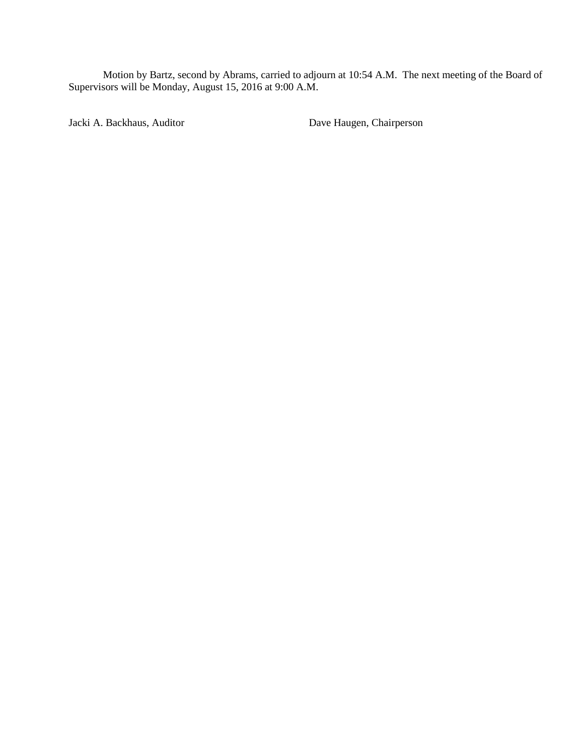Motion by Bartz, second by Abrams, carried to adjourn at 10:54 A.M. The next meeting of the Board of Supervisors will be Monday, August 15, 2016 at 9:00 A.M.

Jacki A. Backhaus, Auditor

Dave Haugen, Chairperson